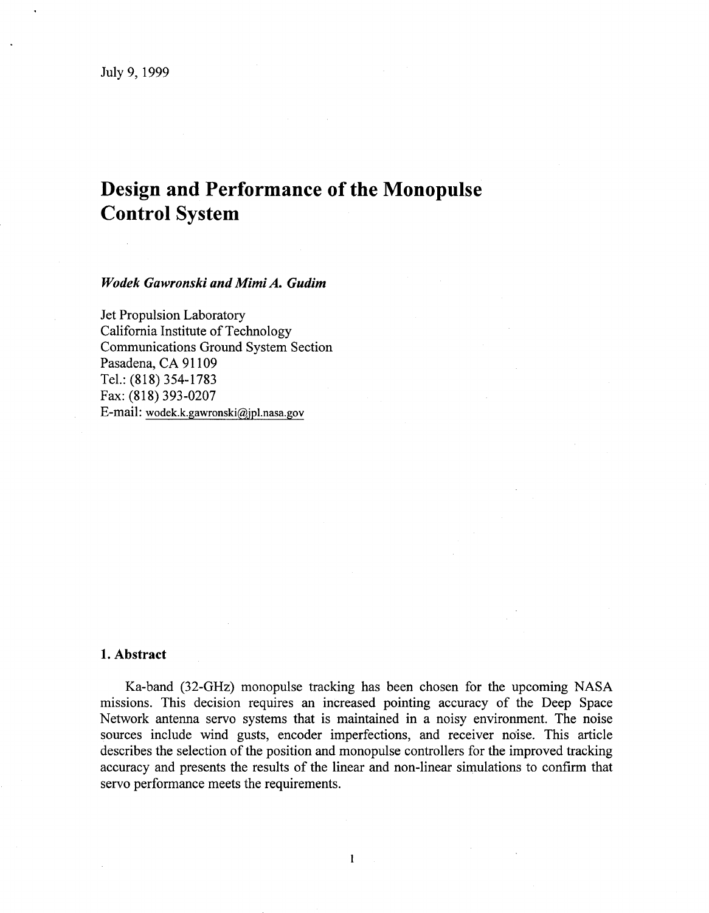July 9, 1999

# Design and Performance of the Monopulse Control System

***Wodek Gawronski and Mimi A. Gudim***

Jet Propulsion Laboratory
California Institute of Technology
Communications Ground System Section
Pasadena, CA 91109
Tel.: (818) 354-1783
Fax: (818) 393-0207
E-mail: wodek.k.gawronski@jpl.nasa.gov

## 1. Abstract

Ka-band (32-GHz) monopulse tracking has been chosen for the upcoming NASA missions. This decision requires an increased pointing accuracy of the Deep Space Network antenna servo systems that is maintained in a noisy environment. The noise sources include wind gusts, encoder imperfections, and receiver noise. This article describes the selection of the position and monopulse controllers for the improved tracking accuracy and presents the results of the linear and non-linear simulations to confirm that servo performance meets the requirements.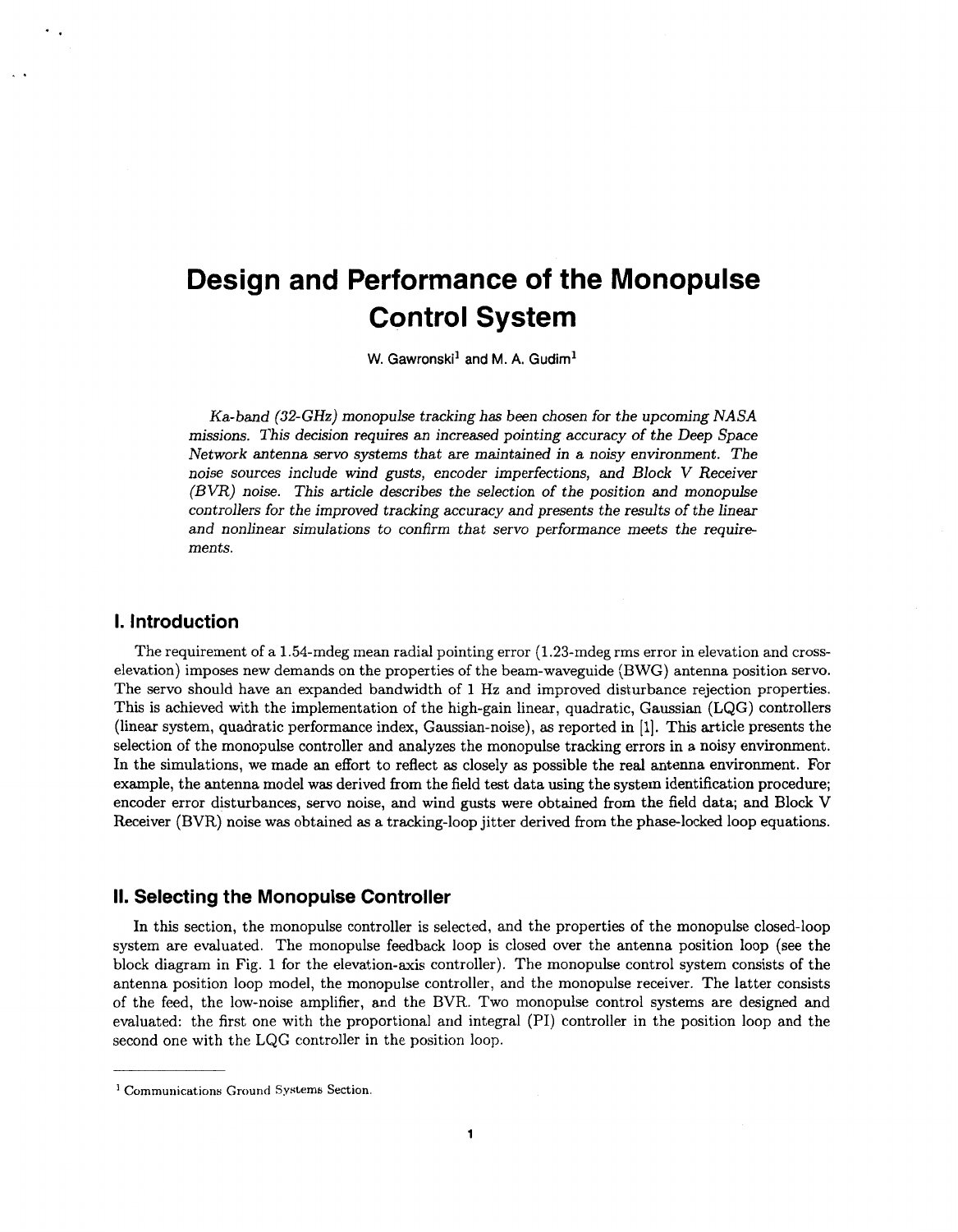# Design and Performance of the Monopulse Control System

W. Gawronski[1] and M. A. Gudim[1]

*Ka-band (32-GHz) monopulse tracking has been chosen for the upcoming NASA missions. This decision requires an increased pointing accuracy of the Deep Space Network antenna servo systems that are maintained in a noisy environment. The noise sources include wind gusts, encoder imperfections, and Block V Receiver (BVR) noise. This article describes the selection of the position and monopulse controllers for the improved tracking accuracy and presents the results of the linear and nonlinear simulations to confirm that servo performance meets the requirements.*

## I. Introduction

The requirement of a 1.54-mdeg mean radial pointing error (1.23-mdeg rms error in elevation and cross-elevation) imposes new demands on the properties of the beam-waveguide (BWG) antenna position servo. The servo should have an expanded bandwidth of 1 Hz and improved disturbance rejection properties. This is achieved with the implementation of the high-gain linear, quadratic, Gaussian (LQG) controllers (linear system, quadratic performance index, Gaussian-noise), as reported in [1]. This article presents the selection of the monopulse controller and analyzes the monopulse tracking errors in a noisy environment. In the simulations, we made an effort to reflect as closely as possible the real antenna environment. For example, the antenna model was derived from the field test data using the system identification procedure; encoder error disturbances, servo noise, and wind gusts were obtained from the field data; and Block V Receiver (BVR) noise was obtained as a tracking-loop jitter derived from the phase-locked loop equations.

## II. Selecting the Monopulse Controller

In this section, the monopulse controller is selected, and the properties of the monopulse closed-loop system are evaluated. The monopulse feedback loop is closed over the antenna position loop (see the block diagram in Fig. 1 for the elevation-axis controller). The monopulse control system consists of the antenna position loop model, the monopulse controller, and the monopulse receiver. The latter consists of the feed, the low-noise amplifier, and the BVR. Two monopulse control systems are designed and evaluated: the first one with the proportional and integral (PI) controller in the position loop and the second one with the LQG controller in the position loop.

[1] Communications Ground Systems Section.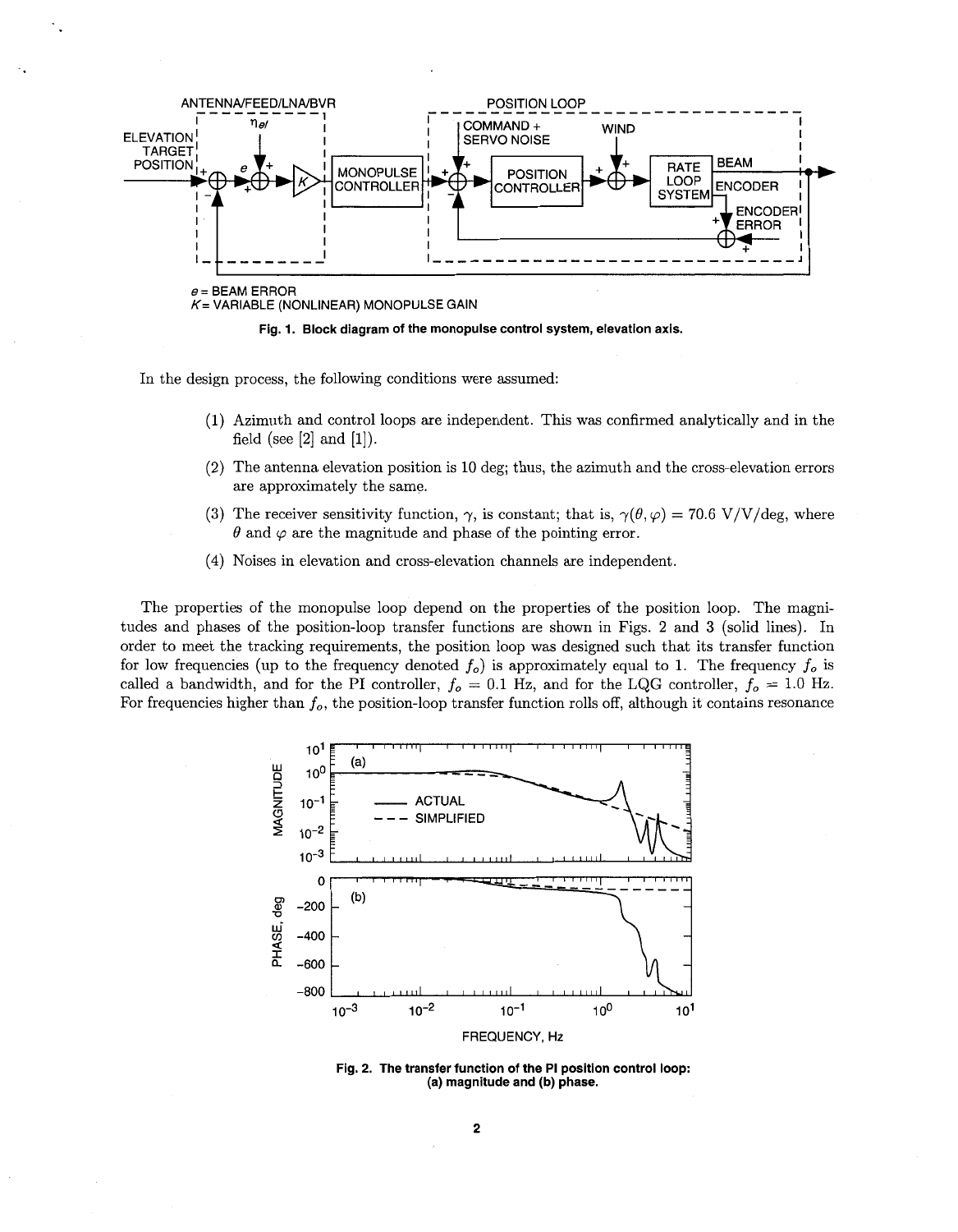Fig. 1. Block diagram of the monopulse control system, elevation axis.

In the design process, the following conditions were assumed:

(1) Azimuth and control loops are independent. This was confirmed analytically and in the field (see [2] and [1]).

(2) The antenna elevation position is 10 deg; thus, the azimuth and the cross-elevation errors are approximately the same.

(3) The receiver sensitivity function, $\gamma$, is constant; that is, $\gamma(\theta, \varphi) = 70.6$ V/V/deg, where $\theta$ and $\varphi$ are the magnitude and phase of the pointing error.

(4) Noises in elevation and cross-elevation channels are independent.

The properties of the monopulse loop depend on the properties of the position loop. The magnitudes and phases of the position-loop transfer functions are shown in Figs. 2 and 3 (solid lines). In order to meet the tracking requirements, the position loop was designed such that its transfer function for low frequencies (up to the frequency denoted $f_o$) is approximately equal to 1. The frequency $f_o$ is called a bandwidth, and for the PI controller, $f_o = 0.1$ Hz, and for the LQG controller, $f_o = 1.0$ Hz. For frequencies higher than $f_o$, the position-loop transfer function rolls off, although it contains resonance

Fig. 2. The transfer function of the PI position control loop: (a) magnitude and (b) phase.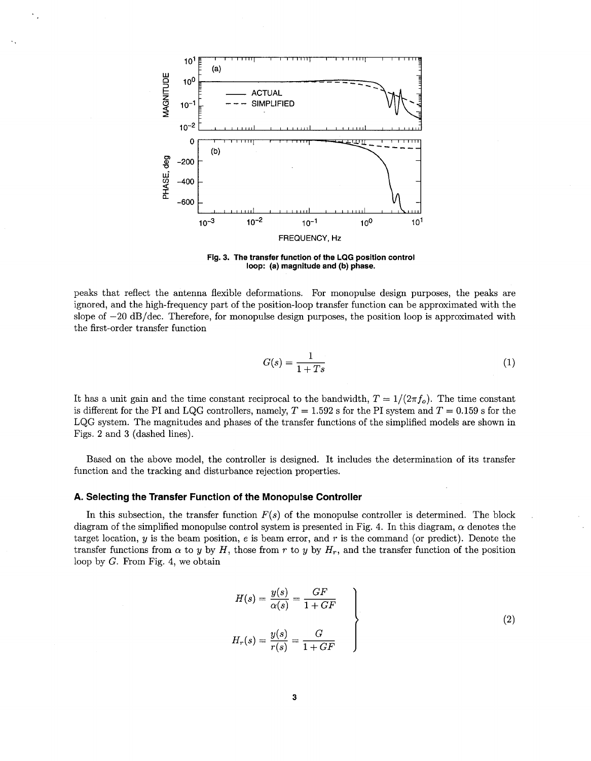Fig. 3. The transfer function of the LQG position control loop: (a) magnitude and (b) phase.

peaks that reflect the antenna flexible deformations. For monopulse design purposes, the peaks are ignored, and the high-frequency part of the position-loop transfer function can be approximated with the slope of −20 dB/dec. Therefore, for monopulse design purposes, the position loop is approximated with the first-order transfer function

$$G(s) = \frac{1}{1+Ts} \tag{1}$$

It has a unit gain and the time constant reciprocal to the bandwidth, $T = 1/(2\pi f_o)$. The time constant is different for the PI and LQG controllers, namely, $T = 1.592$ s for the PI system and $T = 0.159$ s for the LQG system. The magnitudes and phases of the transfer functions of the simplified models are shown in Figs. 2 and 3 (dashed lines).

Based on the above model, the controller is designed. It includes the determination of its transfer function and the tracking and disturbance rejection properties.

### A. Selecting the Transfer Function of the Monopulse Controller

In this subsection, the transfer function $F(s)$ of the monopulse controller is determined. The block diagram of the simplified monopulse control system is presented in Fig. 4. In this diagram, $\alpha$ denotes the target location, $y$ is the beam position, $e$ is beam error, and $r$ is the command (or predict). Denote the transfer functions from $\alpha$ to $y$ by $H$, those from $r$ to $y$ by $H_r$, and the transfer function of the position loop by $G$. From Fig. 4, we obtain

$$\left. \begin{aligned} H(s) &= \frac{y(s)}{\alpha(s)} = \frac{GF}{1+GF} \\ H_r(s) &= \frac{y(s)}{r(s)} = \frac{G}{1+GF} \end{aligned} \right\} \tag{2}$$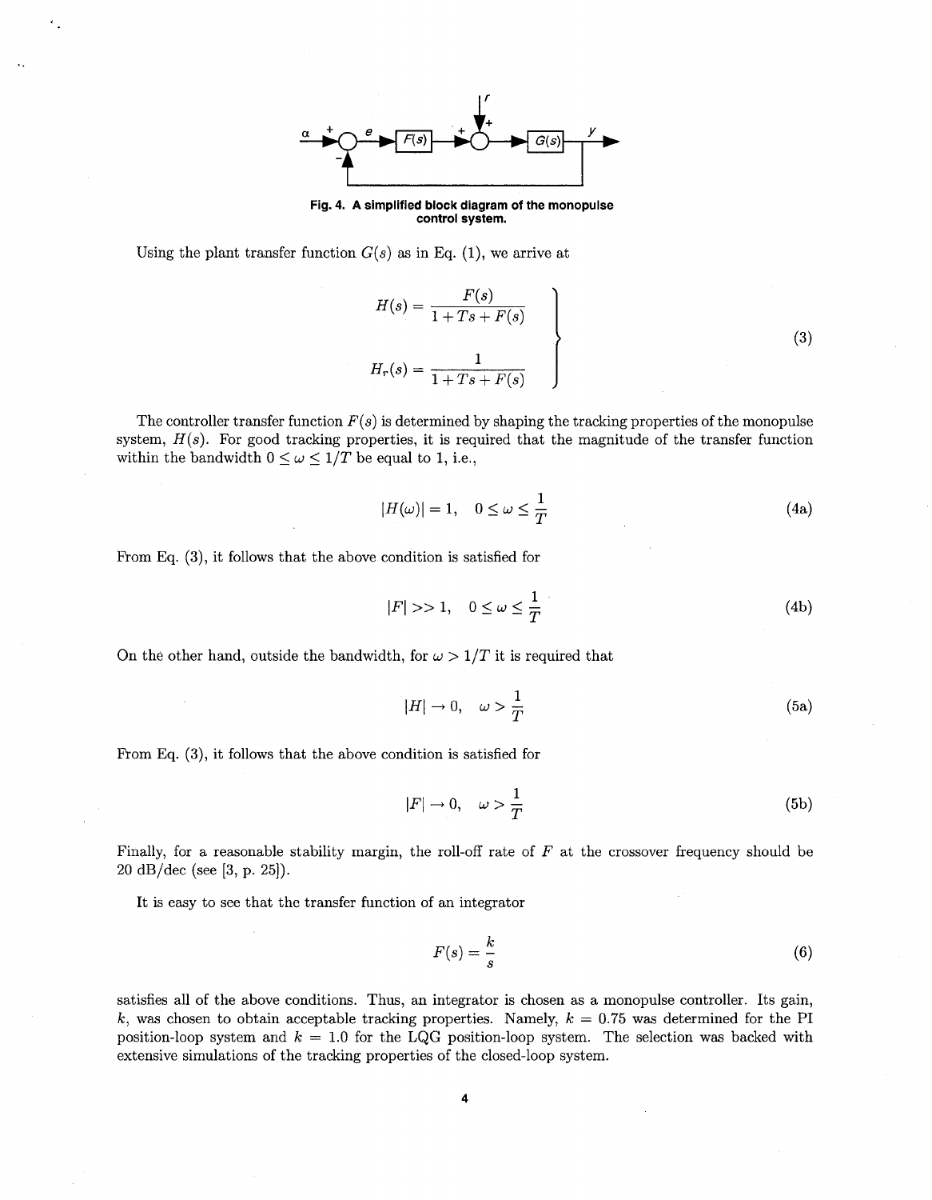Fig. 4. A simplified block diagram of the monopulse control system.

Using the plant transfer function $G(s)$ as in Eq. (1), we arrive at

$$
\left.
\begin{aligned}
H(s) &= \frac{F(s)}{1 + Ts + F(s)} \\
H_r(s) &= \frac{1}{1 + Ts + F(s)}
\end{aligned}
\right\}
\tag{3}
$$

The controller transfer function $F(s)$ is determined by shaping the tracking properties of the monopulse system, $H(s)$. For good tracking properties, it is required that the magnitude of the transfer function within the bandwidth $0 \leq \omega \leq 1/T$ be equal to 1, i.e.,

$$
|H(\omega)| = 1, \quad 0 \leq \omega \leq \frac{1}{T} \tag{4a}
$$

From Eq. (3), it follows that the above condition is satisfied for

$$
|F| >> 1, \quad 0 \leq \omega \leq \frac{1}{T} \tag{4b}
$$

On the other hand, outside the bandwidth, for $\omega > 1/T$ it is required that

$$
|H| \rightarrow 0, \quad \omega > \frac{1}{T} \tag{5a}
$$

From Eq. (3), it follows that the above condition is satisfied for

$$
|F| \rightarrow 0, \quad \omega > \frac{1}{T} \tag{5b}
$$

Finally, for a reasonable stability margin, the roll-off rate of $F$ at the crossover frequency should be 20 dB/dec (see [3, p. 25]).

It is easy to see that the transfer function of an integrator

$$
F(s) = \frac{k}{s} \tag{6}
$$

satisfies all of the above conditions. Thus, an integrator is chosen as a monopulse controller. Its gain, $k$, was chosen to obtain acceptable tracking properties. Namely, $k = 0.75$ was determined for the PI position-loop system and $k = 1.0$ for the LQG position-loop system. The selection was backed with extensive simulations of the tracking properties of the closed-loop system.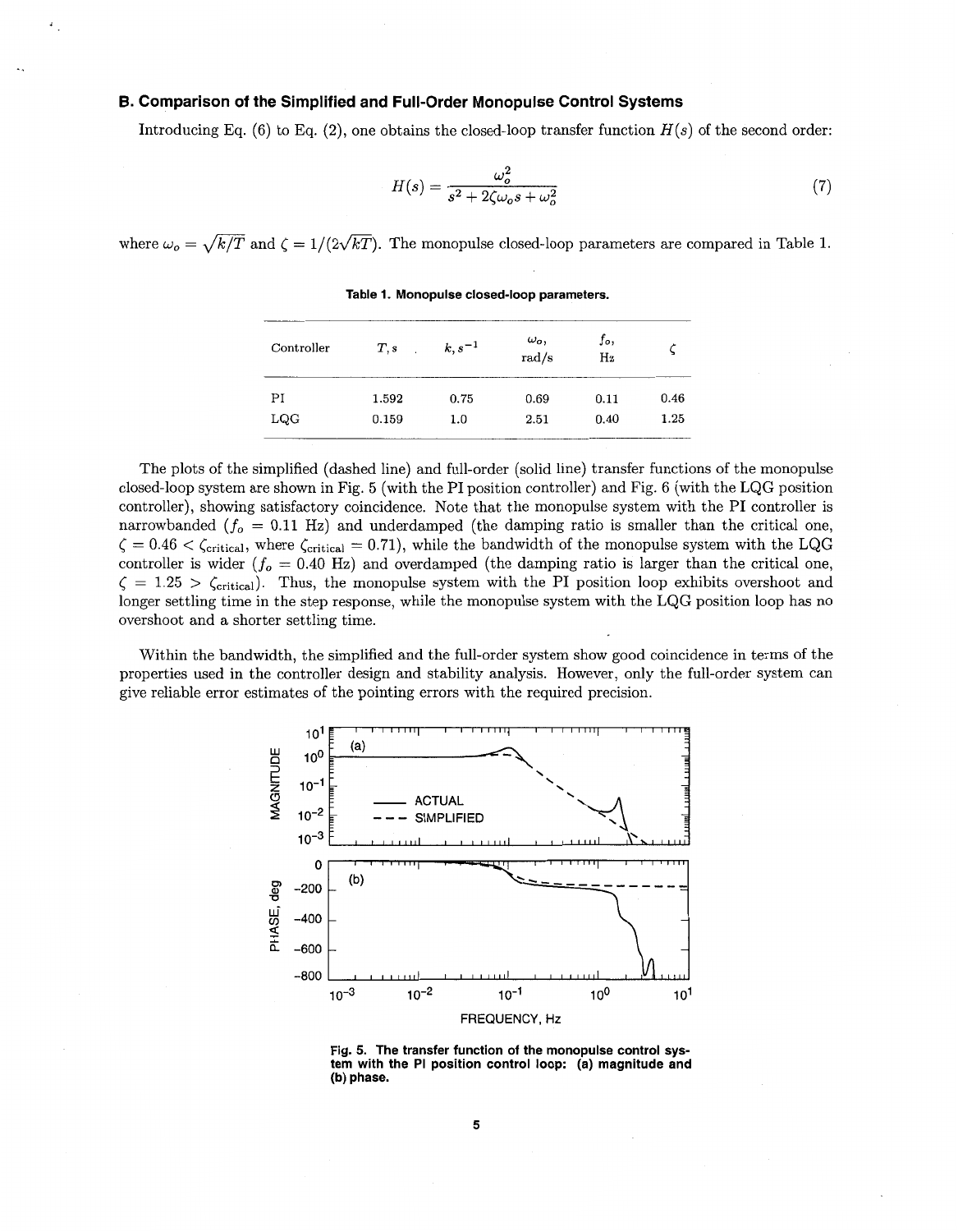### B. Comparison of the Simplified and Full-Order Monopulse Control Systems

Introducing Eq. (6) to Eq. (2), one obtains the closed-loop transfer function $H(s)$ of the second order:

$$H(s) = \frac{\omega_o^2}{s^2 + 2\zeta\omega_o s + \omega_o^2} \tag{7}$$

where $\omega_o = \sqrt{k/T}$ and $\zeta = 1/(2\sqrt{kT})$. The monopulse closed-loop parameters are compared in Table 1.

**Table 1. Monopulse closed-loop parameters.**

| Controller | $T$, s | $k$, $s^{-1}$ | $\omega_o$, rad/s | $f_o$, Hz | $\zeta$ |
|---|---|---|---|---|---|
| PI | 1.592 | 0.75 | 0.69 | 0.11 | 0.46 |
| LQG | 0.159 | 1.0 | 2.51 | 0.40 | 1.25 |

The plots of the simplified (dashed line) and full-order (solid line) transfer functions of the monopulse closed-loop system are shown in Fig. 5 (with the PI position controller) and Fig. 6 (with the LQG position controller), showing satisfactory coincidence. Note that the monopulse system with the PI controller is narrowbanded ($f_o = 0.11$ Hz) and underdamped (the damping ratio is smaller than the critical one, $\zeta = 0.46 < \zeta_{\text{critical}}$, where $\zeta_{\text{critical}} = 0.71$), while the bandwidth of the monopulse system with the LQG controller is wider ($f_o = 0.40$ Hz) and overdamped (the damping ratio is larger than the critical one, $\zeta = 1.25 > \zeta_{\text{critical}}$). Thus, the monopulse system with the PI position loop exhibits overshoot and longer settling time in the step response, while the monopulse system with the LQG position loop has no overshoot and a shorter settling time.

Within the bandwidth, the simplified and the full-order system show good coincidence in terms of the properties used in the controller design and stability analysis. However, only the full-order system can give reliable error estimates of the pointing errors with the required precision.

Fig. 5. The transfer function of the monopulse control system with the PI position control loop: (a) magnitude and (b) phase.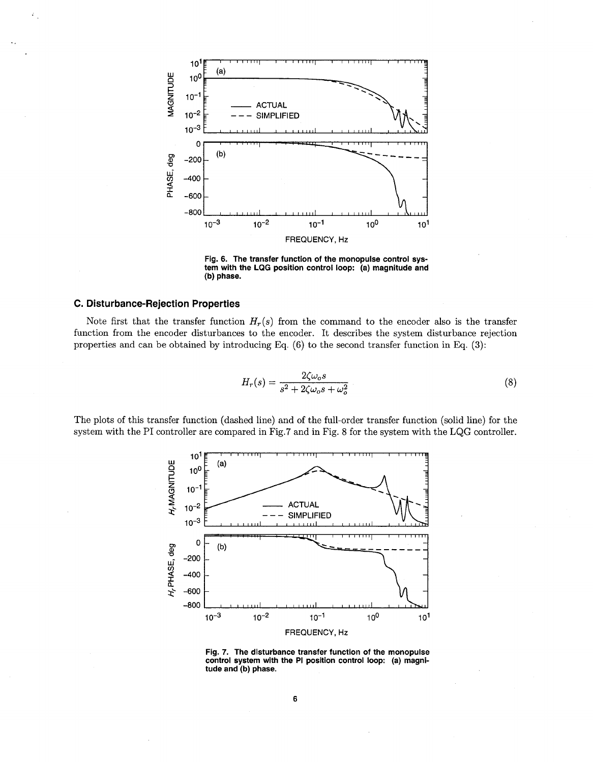Fig. 6. The transfer function of the monopulse control system with the LQG position control loop: (a) magnitude and (b) phase.

### C. Disturbance-Rejection Properties

Note first that the transfer function $H_r(s)$ from the command to the encoder also is the transfer function from the encoder disturbances to the encoder. It describes the system disturbance rejection properties and can be obtained by introducing Eq. (6) to the second transfer function in Eq. (3):

$$H_r(s) = \frac{2\zeta\omega_o s}{s^2 + 2\zeta\omega_o s + \omega_o^2} \tag{8}$$

The plots of this transfer function (dashed line) and of the full-order transfer function (solid line) for the system with the PI controller are compared in Fig.7 and in Fig. 8 for the system with the LQG controller.

Fig. 7. The disturbance transfer function of the monopulse control system with the PI position control loop: (a) magnitude and (b) phase.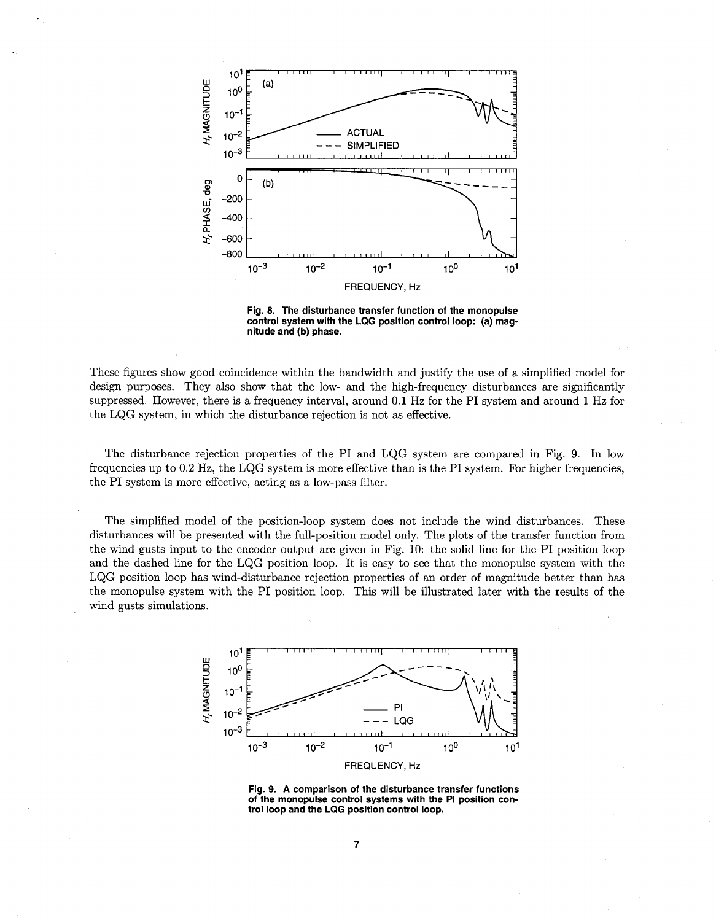Fig. 8. The disturbance transfer function of the monopulse control system with the LQG position control loop: (a) magnitude and (b) phase.

These figures show good coincidence within the bandwidth and justify the use of a simplified model for design purposes. They also show that the low- and the high-frequency disturbances are significantly suppressed. However, there is a frequency interval, around 0.1 Hz for the PI system and around 1 Hz for the LQG system, in which the disturbance rejection is not as effective.

The disturbance rejection properties of the PI and LQG system are compared in Fig. 9. In low frequencies up to 0.2 Hz, the LQG system is more effective than is the PI system. For higher frequencies, the PI system is more effective, acting as a low-pass filter.

The simplified model of the position-loop system does not include the wind disturbances. These disturbances will be presented with the full-position model only. The plots of the transfer function from the wind gusts input to the encoder output are given in Fig. 10: the solid line for the PI position loop and the dashed line for the LQG position loop. It is easy to see that the monopulse system with the LQG position loop has wind-disturbance rejection properties of an order of magnitude better than has the monopulse system with the PI position loop. This will be illustrated later with the results of the wind gusts simulations.

Fig. 9. A comparison of the disturbance transfer functions of the monopulse control systems with the PI position control loop and the LQG position control loop.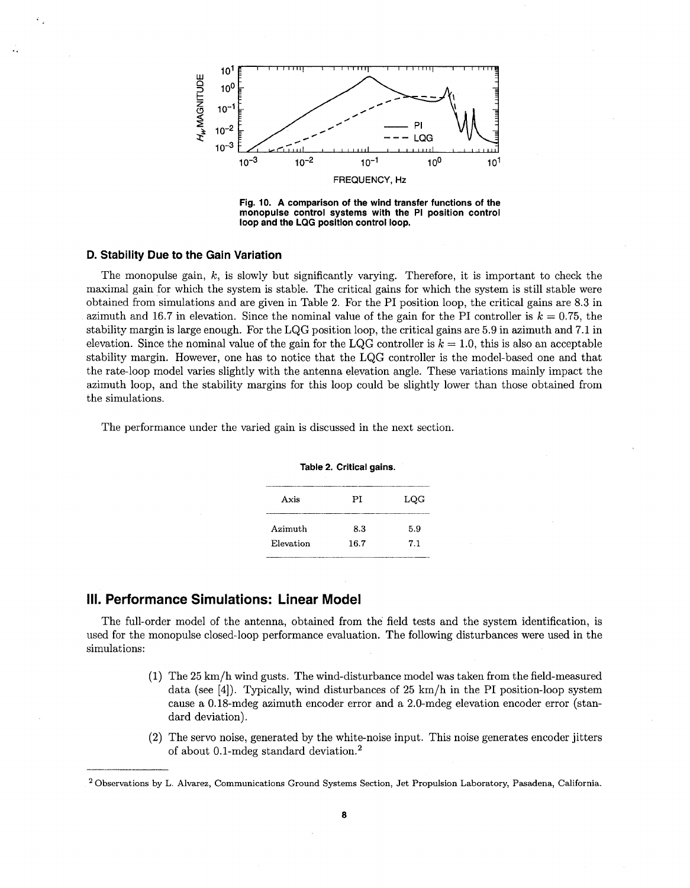Fig. 10. A comparison of the wind transfer functions of the monopulse control systems with the PI position control loop and the LQG position control loop.

### D. Stability Due to the Gain Variation

The monopulse gain, $k$, is slowly but significantly varying. Therefore, it is important to check the maximal gain for which the system is stable. The critical gains for which the system is still stable were obtained from simulations and are given in Table 2. For the PI position loop, the critical gains are 8.3 in azimuth and 16.7 in elevation. Since the nominal value of the gain for the PI controller is $k = 0.75$, the stability margin is large enough. For the LQG position loop, the critical gains are 5.9 in azimuth and 7.1 in elevation. Since the nominal value of the gain for the LQG controller is $k = 1.0$, this is also an acceptable stability margin. However, one has to notice that the LQG controller is the model-based one and that the rate-loop model varies slightly with the antenna elevation angle. These variations mainly impact the azimuth loop, and the stability margins for this loop could be slightly lower than those obtained from the simulations.

The performance under the varied gain is discussed in the next section.

Table 2. Critical gains.

| Axis | PI | LQG |
|---|---|---|
| Azimuth | 8.3 | 5.9 |
| Elevation | 16.7 | 7.1 |

## III. Performance Simulations: Linear Model

The full-order model of the antenna, obtained from the field tests and the system identification, is used for the monopulse closed-loop performance evaluation. The following disturbances were used in the simulations:

(1) The 25 km/h wind gusts. The wind-disturbance model was taken from the field-measured data (see [4]). Typically, wind disturbances of 25 km/h in the PI position-loop system cause a 0.18-mdeg azimuth encoder error and a 2.0-mdeg elevation encoder error (standard deviation).

(2) The servo noise, generated by the white-noise input. This noise generates encoder jitters of about 0.1-mdeg standard deviation.[2]

[2] Observations by L. Alvarez, Communications Ground Systems Section, Jet Propulsion Laboratory, Pasadena, California.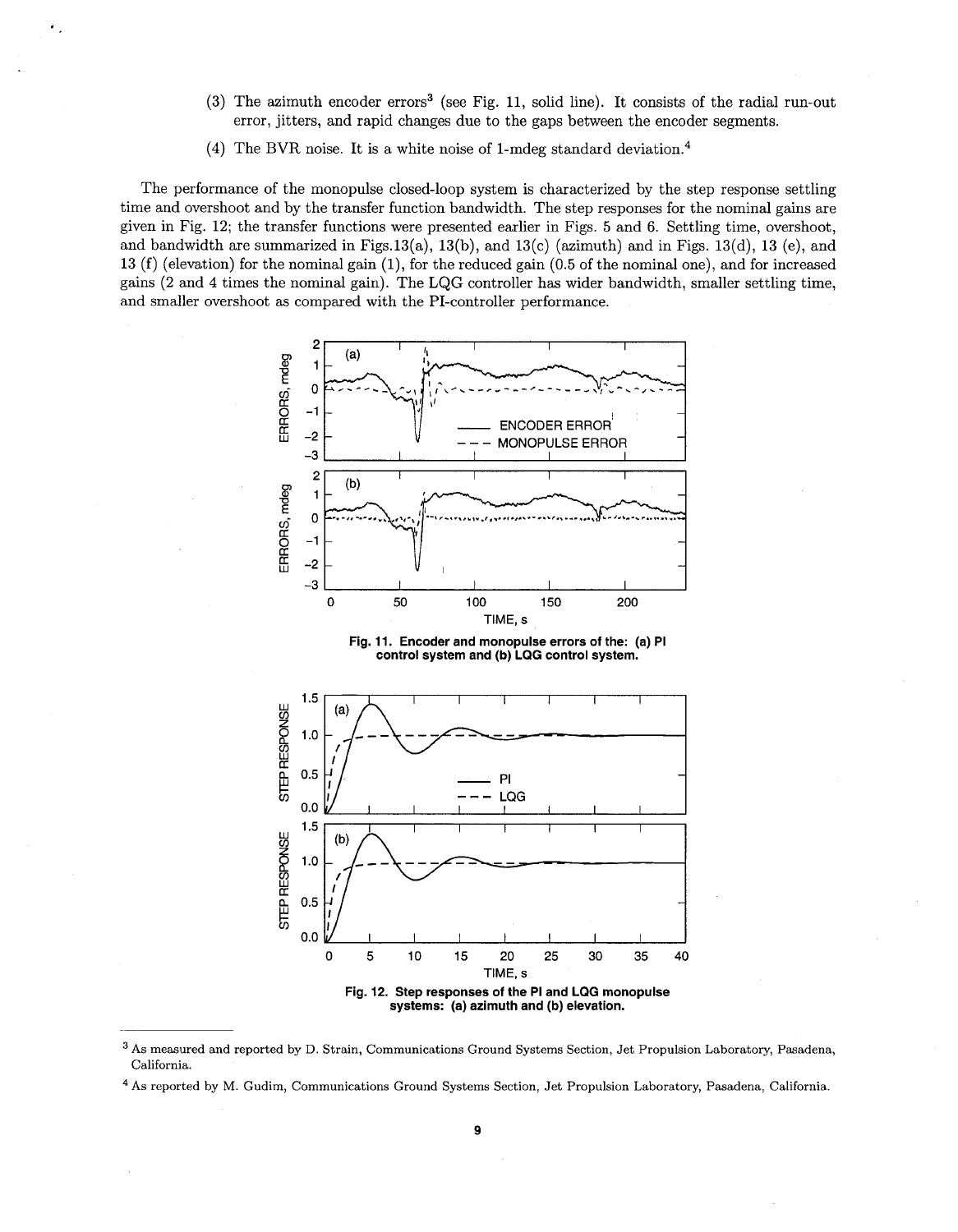(3) The azimuth encoder errors[3] (see Fig. 11, solid line). It consists of the radial run-out error, jitters, and rapid changes due to the gaps between the encoder segments.

(4) The BVR noise. It is a white noise of 1-mdeg standard deviation.[4]

The performance of the monopulse closed-loop system is characterized by the step response settling time and overshoot and by the transfer function bandwidth. The step responses for the nominal gains are given in Fig. 12; the transfer functions were presented earlier in Figs. 5 and 6. Settling time, overshoot, and bandwidth are summarized in Figs.13(a), 13(b), and 13(c) (azimuth) and in Figs. 13(d), 13 (e), and 13 (f) (elevation) for the nominal gain (1), for the reduced gain (0.5 of the nominal one), and for increased gains (2 and 4 times the nominal gain). The LQG controller has wider bandwidth, smaller settling time, and smaller overshoot as compared with the PI-controller performance.

**Fig. 11. Encoder and monopulse errors of the: (a) PI control system and (b) LQG control system.**

**Fig. 12. Step responses of the PI and LQG monopulse systems: (a) azimuth and (b) elevation.**

---

[3] As measured and reported by D. Strain, Communications Ground Systems Section, Jet Propulsion Laboratory, Pasadena, California.

[4] As reported by M. Gudim, Communications Ground Systems Section, Jet Propulsion Laboratory, Pasadena, California.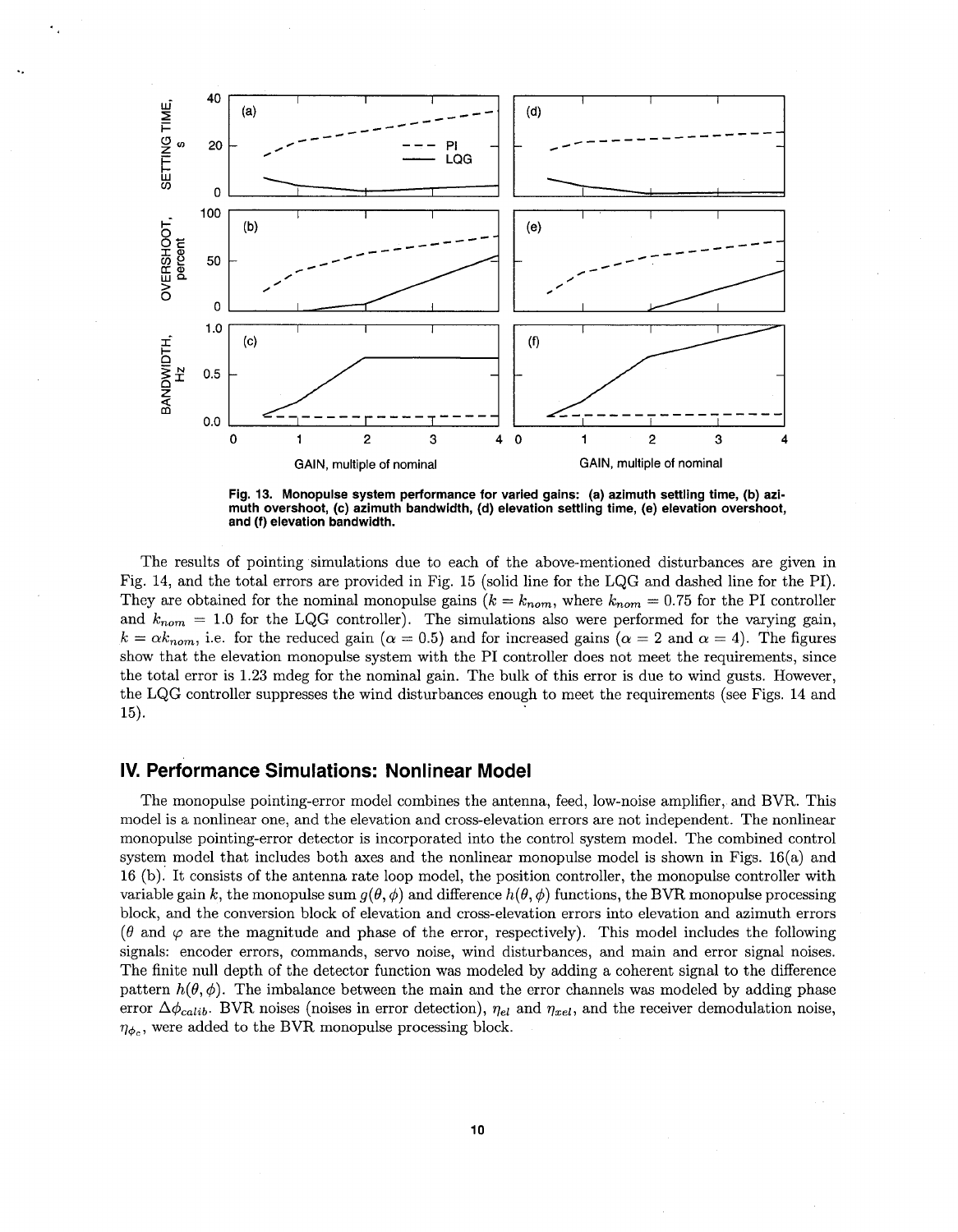Fig. 13. Monopulse system performance for varied gains: (a) azimuth settling time, (b) azimuth overshoot, (c) azimuth bandwidth, (d) elevation settling time, (e) elevation overshoot, and (f) elevation bandwidth.

The results of pointing simulations due to each of the above-mentioned disturbances are given in Fig. 14, and the total errors are provided in Fig. 15 (solid line for the LQG and dashed line for the PI). They are obtained for the nominal monopulse gains ($k = k_{nom}$, where $k_{nom} = 0.75$ for the PI controller and $k_{nom} = 1.0$ for the LQG controller). The simulations also were performed for the varying gain, $k = \alpha k_{nom}$, i.e. for the reduced gain ($\alpha = 0.5$) and for increased gains ($\alpha = 2$ and $\alpha = 4$). The figures show that the elevation monopulse system with the PI controller does not meet the requirements, since the total error is 1.23 mdeg for the nominal gain. The bulk of this error is due to wind gusts. However, the LQG controller suppresses the wind disturbances enough to meet the requirements (see Figs. 14 and 15).

## IV. Performance Simulations: Nonlinear Model

The monopulse pointing-error model combines the antenna, feed, low-noise amplifier, and BVR. This model is a nonlinear one, and the elevation and cross-elevation errors are not independent. The nonlinear monopulse pointing-error detector is incorporated into the control system model. The combined control system model that includes both axes and the nonlinear monopulse model is shown in Figs. 16(a) and 16 (b). It consists of the antenna rate loop model, the position controller, the monopulse controller with variable gain $k$, the monopulse sum $g(\theta, \phi)$ and difference $h(\theta, \phi)$ functions, the BVR monopulse processing block, and the conversion block of elevation and cross-elevation errors into elevation and azimuth errors ($\theta$ and $\varphi$ are the magnitude and phase of the error, respectively). This model includes the following signals: encoder errors, commands, servo noise, wind disturbances, and main and error signal noises. The finite null depth of the detector function was modeled by adding a coherent signal to the difference pattern $h(\theta, \phi)$. The imbalance between the main and the error channels was modeled by adding phase error $\Delta\phi_{calib}$. BVR noises (noises in error detection), $\eta_{el}$ and $\eta_{xel}$, and the receiver demodulation noise, $\eta_{\phi_c}$, were added to the BVR monopulse processing block.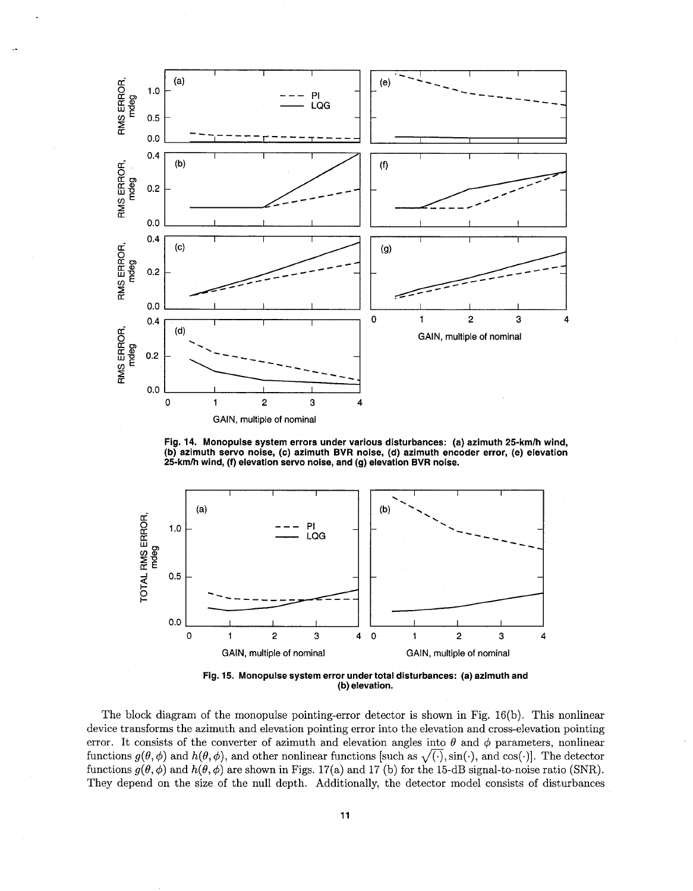**Fig. 14. Monopulse system errors under various disturbances: (a) azimuth 25-km/h wind, (b) azimuth servo noise, (c) azimuth BVR noise, (d) azimuth encoder error, (e) elevation 25-km/h wind, (f) elevation servo noise, and (g) elevation BVR noise.**

**Fig. 15. Monopulse system error under total disturbances: (a) azimuth and (b) elevation.**

The block diagram of the monopulse pointing-error detector is shown in Fig. 16(b). This nonlinear device transforms the azimuth and elevation pointing error into the elevation and cross-elevation pointing error. It consists of the converter of azimuth and elevation angles into $\theta$ and $\phi$ parameters, nonlinear functions $g(\theta, \phi)$ and $h(\theta, \phi)$, and other nonlinear functions [such as $\sqrt{(\cdot)}$, $\sin(\cdot)$, and $\cos(\cdot)$]. The detector functions $g(\theta, \phi)$ and $h(\theta, \phi)$ are shown in Figs. 17(a) and 17 (b) for the 15-dB signal-to-noise ratio (SNR). They depend on the size of the null depth. Additionally, the detector model consists of disturbances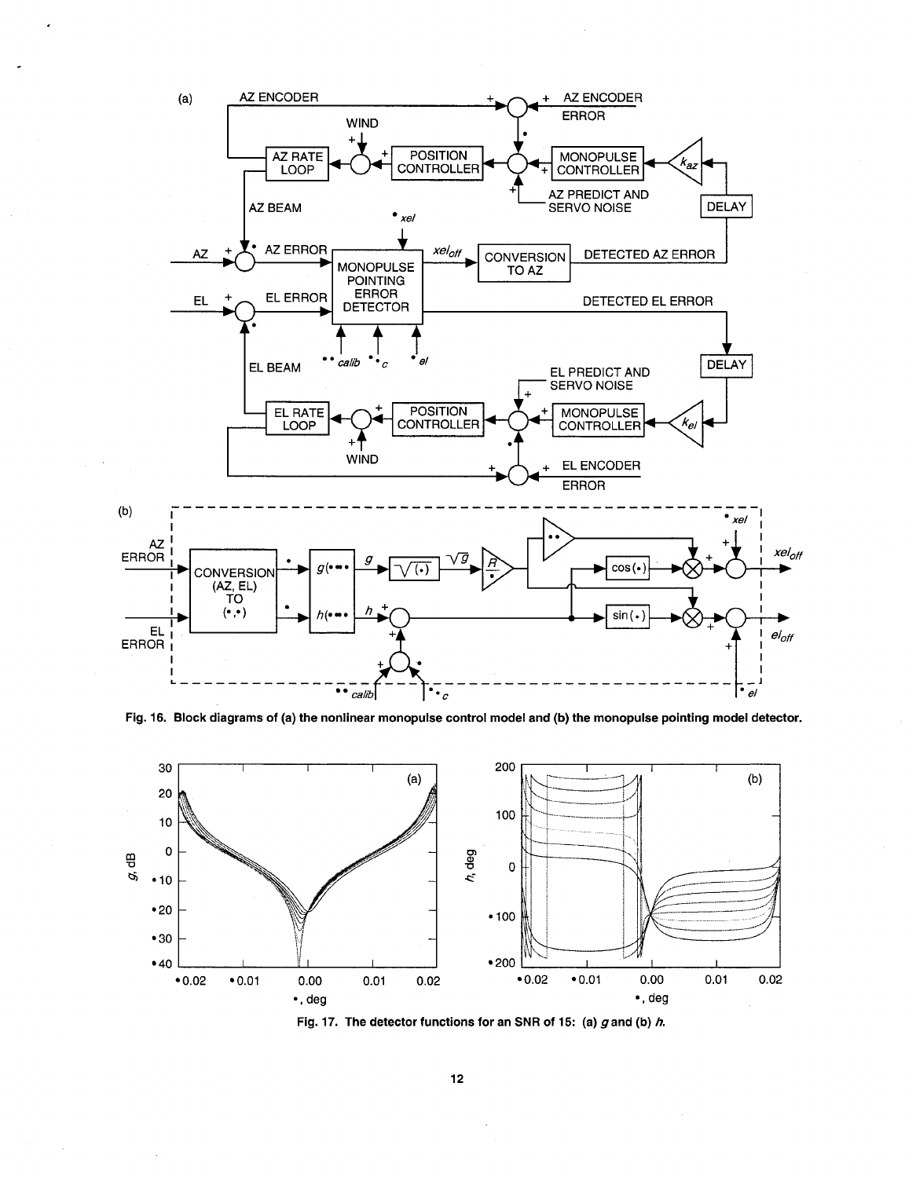Fig. 16. Block diagrams of (a) the nonlinear monopulse control model and (b) the monopulse pointing model detector.

Fig. 17. The detector functions for an SNR of 15: (a) $g$ and (b) $h$.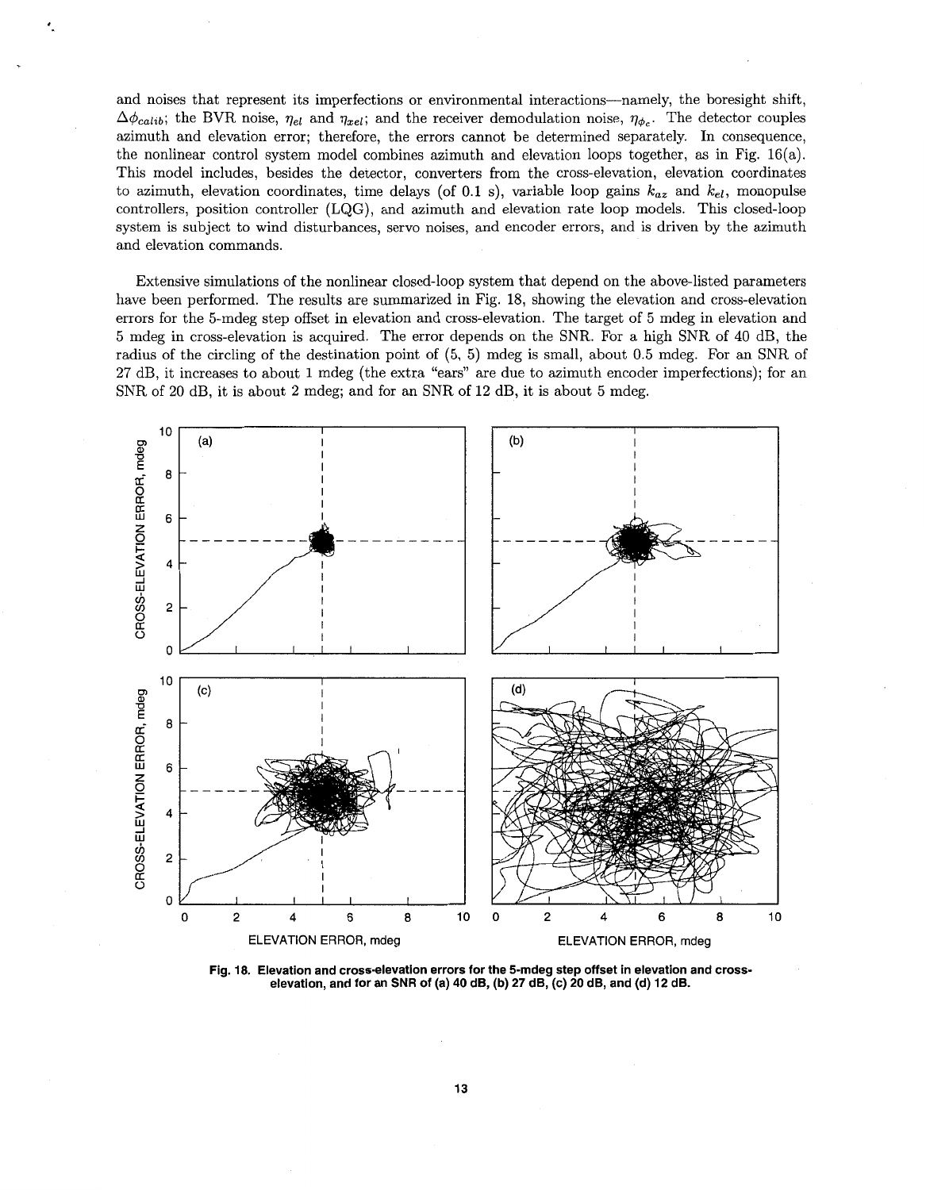and noises that represent its imperfections or environmental interactions—namely, the boresight shift, $\Delta\phi_{calib}$; the BVR noise, $\eta_{el}$ and $\eta_{xel}$; and the receiver demodulation noise, $\eta_{\phi_c}$. The detector couples azimuth and elevation error; therefore, the errors cannot be determined separately. In consequence, the nonlinear control system model combines azimuth and elevation loops together, as in Fig. 16(a). This model includes, besides the detector, converters from the cross-elevation, elevation coordinates to azimuth, elevation coordinates, time delays (of 0.1 s), variable loop gains $k_{az}$ and $k_{el}$, monopulse controllers, position controller (LQG), and azimuth and elevation rate loop models. This closed-loop system is subject to wind disturbances, servo noises, and encoder errors, and is driven by the azimuth and elevation commands.

Extensive simulations of the nonlinear closed-loop system that depend on the above-listed parameters have been performed. The results are summarized in Fig. 18, showing the elevation and cross-elevation errors for the 5-mdeg step offset in elevation and cross-elevation. The target of 5 mdeg in elevation and 5 mdeg in cross-elevation is acquired. The error depends on the SNR. For a high SNR of 40 dB, the radius of the circling of the destination point of (5, 5) mdeg is small, about 0.5 mdeg. For an SNR of 27 dB, it increases to about 1 mdeg (the extra "ears" are due to azimuth encoder imperfections); for an SNR of 20 dB, it is about 2 mdeg; and for an SNR of 12 dB, it is about 5 mdeg.

**Fig. 18. Elevation and cross-elevation errors for the 5-mdeg step offset in elevation and cross-elevation, and for an SNR of (a) 40 dB, (b) 27 dB, (c) 20 dB, and (d) 12 dB.**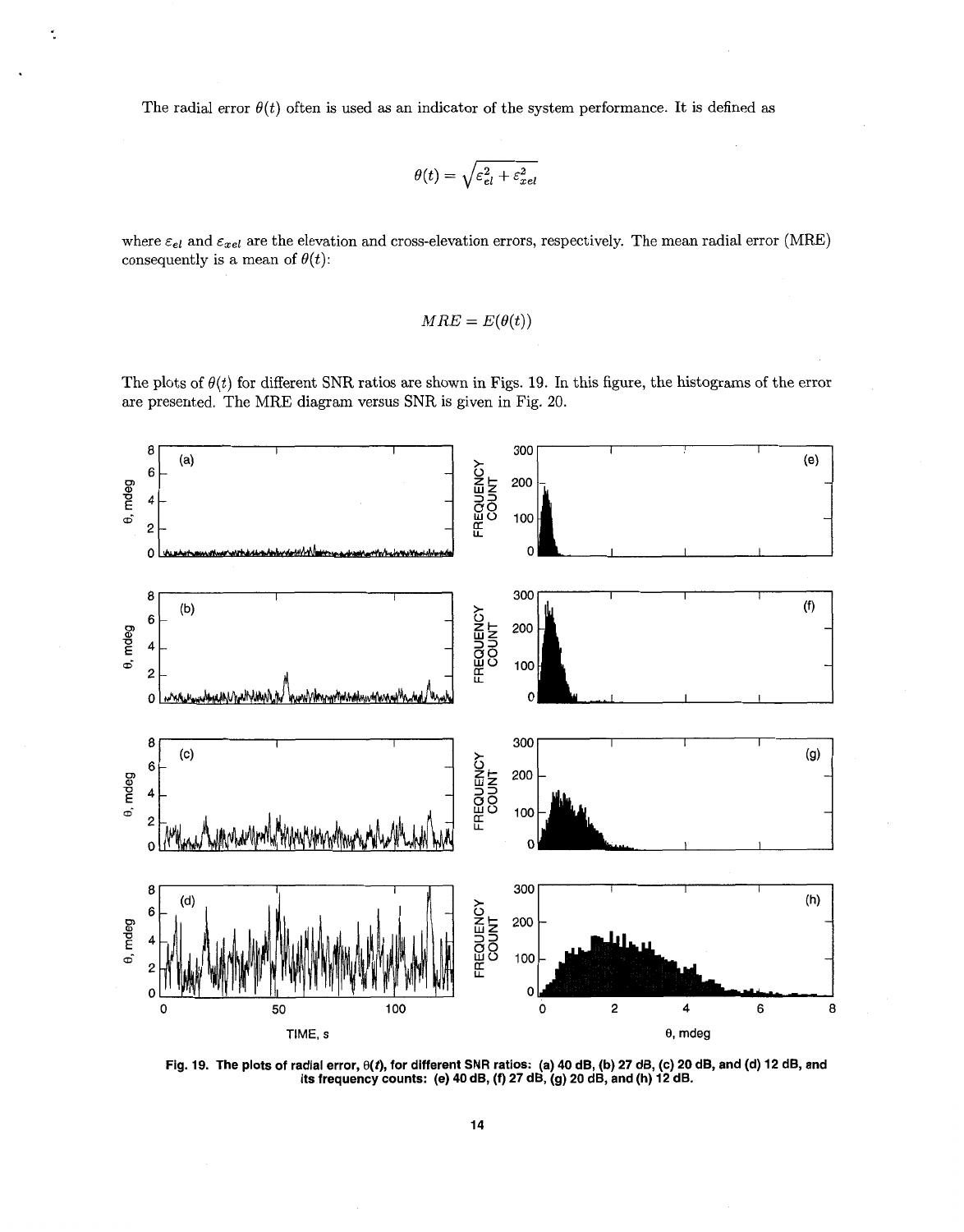The radial error $\theta(t)$ often is used as an indicator of the system performance. It is defined as

$$\theta(t) = \sqrt{\varepsilon_{el}^2 + \varepsilon_{xel}^2}$$

where $\varepsilon_{el}$ and $\varepsilon_{xel}$ are the elevation and cross-elevation errors, respectively. The mean radial error (MRE) consequently is a mean of $\theta(t)$:

$$MRE = E(\theta(t))$$

The plots of $\theta(t)$ for different SNR ratios are shown in Figs. 19. In this figure, the histograms of the error are presented. The MRE diagram versus SNR is given in Fig. 20.

**Fig. 19. The plots of radial error, $\theta(t)$, for different SNR ratios: (a) 40 dB, (b) 27 dB, (c) 20 dB, and (d) 12 dB, and its frequency counts: (e) 40 dB, (f) 27 dB, (g) 20 dB, and (h) 12 dB.**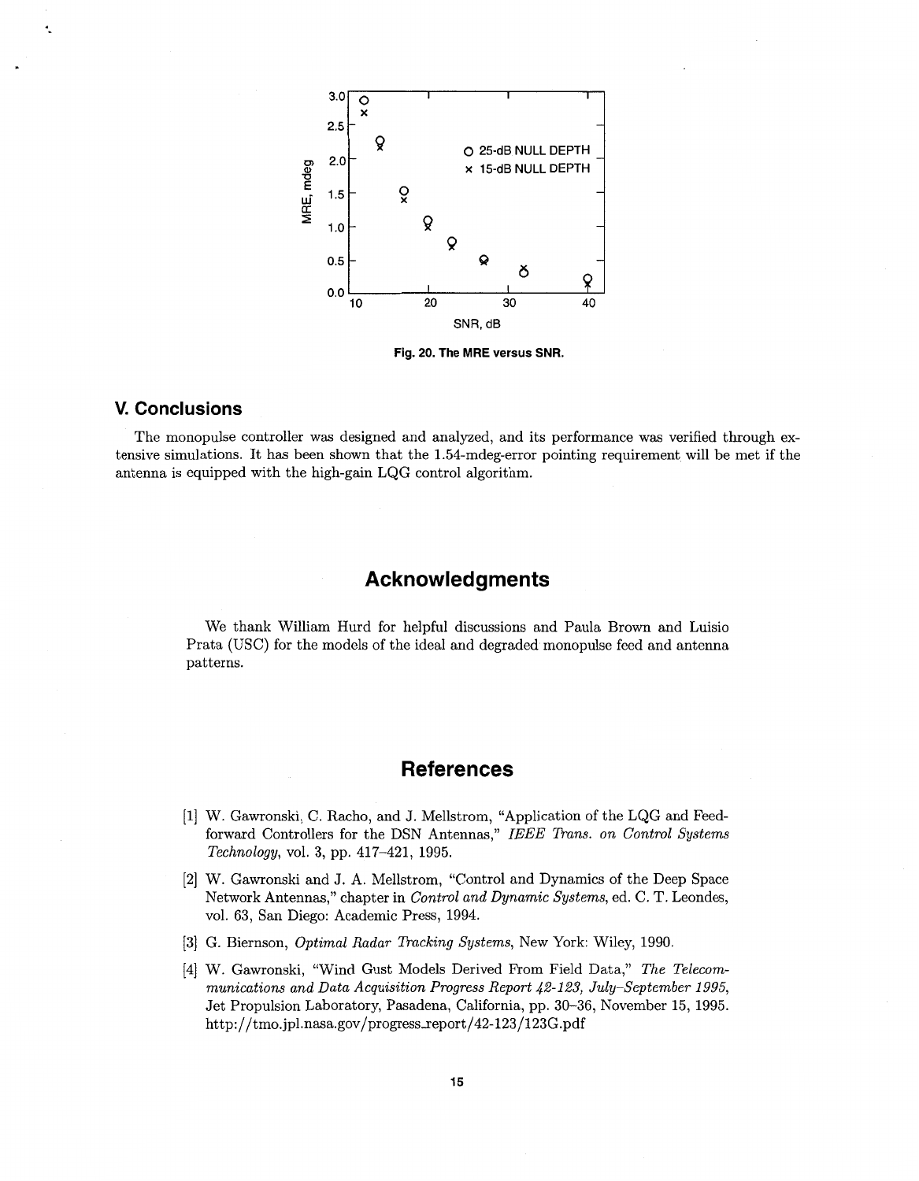Fig. 20. The MRE versus SNR.

## V. Conclusions

The monopulse controller was designed and analyzed, and its performance was verified through extensive simulations. It has been shown that the 1.54-mdeg-error pointing requirement will be met if the antenna is equipped with the high-gain LQG control algorithm.

## Acknowledgments

We thank William Hurd for helpful discussions and Paula Brown and Luisio Prata (USC) for the models of the ideal and degraded monopulse feed and antenna patterns.

## References

[1] W. Gawronski, C. Racho, and J. Mellstrom, "Application of the LQG and Feedforward Controllers for the DSN Antennas," *IEEE Trans. on Control Systems Technology*, vol. 3, pp. 417–421, 1995.

[2] W. Gawronski and J. A. Mellstrom, "Control and Dynamics of the Deep Space Network Antennas," chapter in *Control and Dynamic Systems*, ed. C. T. Leondes, vol. 63, San Diego: Academic Press, 1994.

[3] G. Biernson, *Optimal Radar Tracking Systems*, New York: Wiley, 1990.

[4] W. Gawronski, "Wind Gust Models Derived From Field Data," *The Telecommunications and Data Acquisition Progress Report 42-123, July–September 1995*, Jet Propulsion Laboratory, Pasadena, California, pp. 30–36, November 15, 1995. http://tmo.jpl.nasa.gov/progress_report/42-123/123G.pdf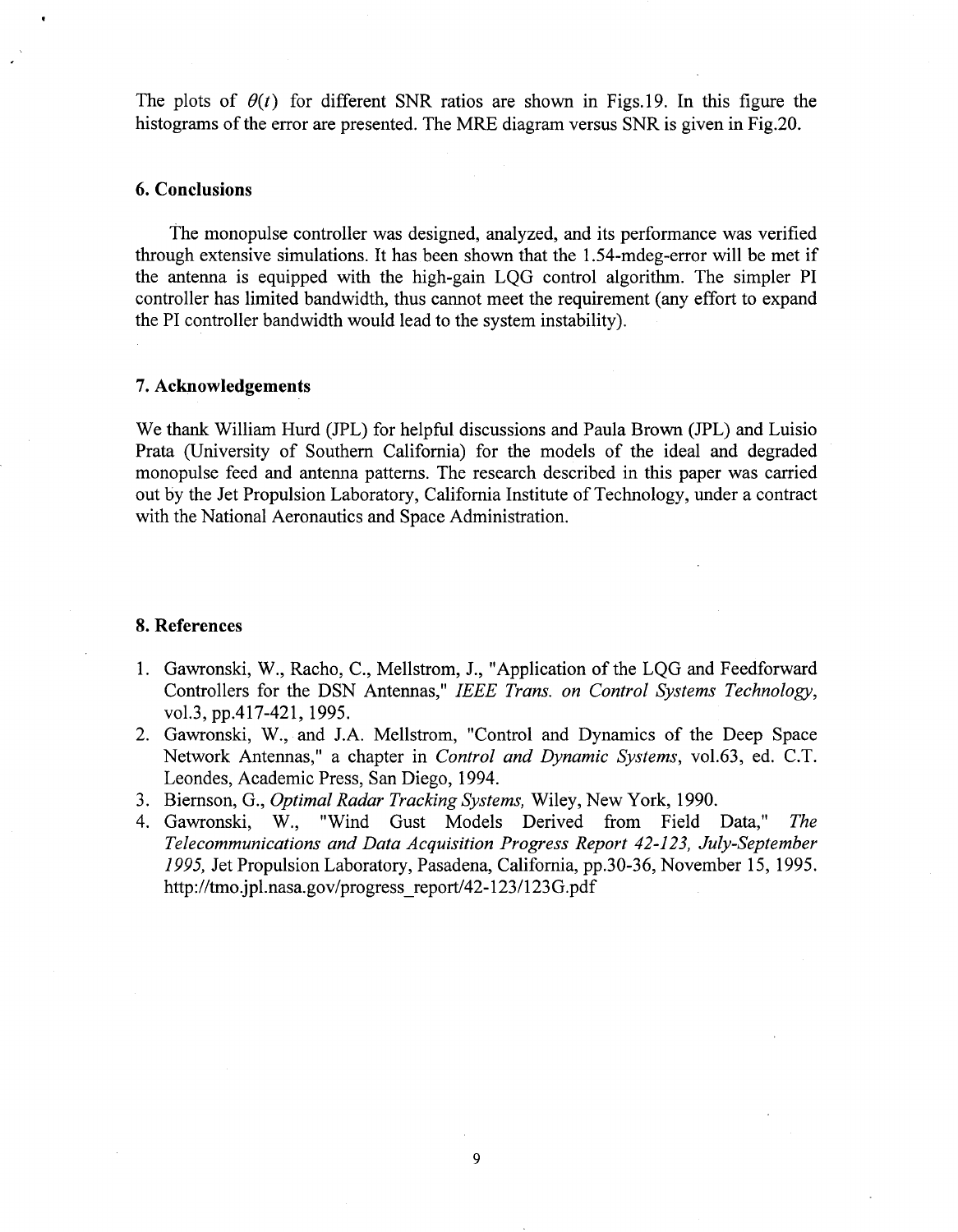The plots of $\theta(t)$ for different SNR ratios are shown in Figs.19. In this figure the histograms of the error are presented. The MRE diagram versus SNR is given in Fig.20.

## 6. Conclusions

The monopulse controller was designed, analyzed, and its performance was verified through extensive simulations. It has been shown that the 1.54-mdeg-error will be met if the antenna is equipped with the high-gain LQG control algorithm. The simpler PI controller has limited bandwidth, thus cannot meet the requirement (any effort to expand the PI controller bandwidth would lead to the system instability).

## 7. Acknowledgements

We thank William Hurd (JPL) for helpful discussions and Paula Brown (JPL) and Luisio Prata (University of Southern California) for the models of the ideal and degraded monopulse feed and antenna patterns. The research described in this paper was carried out by the Jet Propulsion Laboratory, California Institute of Technology, under a contract with the National Aeronautics and Space Administration.

## 8. References

1. Gawronski, W., Racho, C., Mellstrom, J., "Application of the LQG and Feedforward Controllers for the DSN Antennas," *IEEE Trans. on Control Systems Technology*, vol.3, pp.417-421, 1995.
2. Gawronski, W., and J.A. Mellstrom, "Control and Dynamics of the Deep Space Network Antennas," a chapter in *Control and Dynamic Systems*, vol.63, ed. C.T. Leondes, Academic Press, San Diego, 1994.
3. Biernson, G., *Optimal Radar Tracking Systems,* Wiley, New York, 1990.
4. Gawronski, W., "Wind Gust Models Derived from Field Data," *The Telecommunications and Data Acquisition Progress Report 42-123, July-September 1995,* Jet Propulsion Laboratory, Pasadena, California, pp.30-36, November 15, 1995. http://tmo.jpl.nasa.gov/progress_report/42-123/123G.pdf